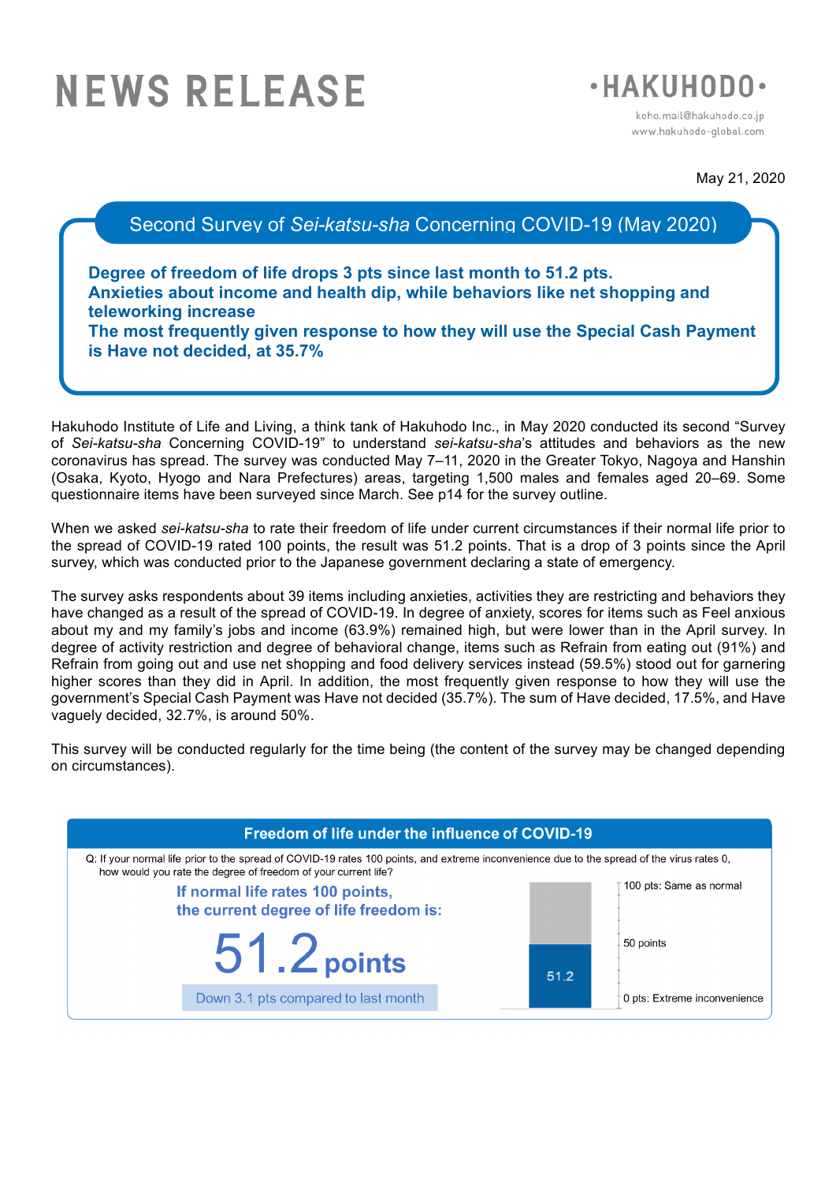# NEWS RELEASE

**HAKUHODO**

koho.mail@hakuhodo.co.jp
www.hakuhodo-global.com

May 21, 2020

## Second Survey of *Sei-katsu-sha* Concerning COVID-19 (May 2020)

**Degree of freedom of life drops 3 pts since last month to 51.2 pts.**
**Anxieties about income and health dip, while behaviors like net shopping and teleworking increase**
**The most frequently given response to how they will use the Special Cash Payment is Have not decided, at 35.7%**

Hakuhodo Institute of Life and Living, a think tank of Hakuhodo Inc., in May 2020 conducted its second "Survey of *Sei-katsu-sha* Concerning COVID-19" to understand *sei-katsu-sha*'s attitudes and behaviors as the new coronavirus has spread. The survey was conducted May 7–11, 2020 in the Greater Tokyo, Nagoya and Hanshin (Osaka, Kyoto, Hyogo and Nara Prefectures) areas, targeting 1,500 males and females aged 20–69. Some questionnaire items have been surveyed since March. See p14 for the survey outline.

When we asked *sei-katsu-sha* to rate their freedom of life under current circumstances if their normal life prior to the spread of COVID-19 rated 100 points, the result was 51.2 points. That is a drop of 3 points since the April survey, which was conducted prior to the Japanese government declaring a state of emergency.

The survey asks respondents about 39 items including anxieties, activities they are restricting and behaviors they have changed as a result of the spread of COVID-19. In degree of anxiety, scores for items such as Feel anxious about my and my family's jobs and income (63.9%) remained high, but were lower than in the April survey. In degree of activity restriction and degree of behavioral change, items such as Refrain from eating out (91%) and Refrain from going out and use net shopping and food delivery services instead (59.5%) stood out for garnering higher scores than they did in April. In addition, the most frequently given response to how they will use the government's Special Cash Payment was Have not decided (35.7%). The sum of Have decided, 17.5%, and Have vaguely decided, 32.7%, is around 50%.

This survey will be conducted regularly for the time being (the content of the survey may be changed depending on circumstances).

### Freedom of life under the influence of COVID-19

Q: If your normal life prior to the spread of COVID-19 rates 100 points, and extreme inconvenience due to the spread of the virus rates 0, how would you rate the degree of freedom of your current life?

**If normal life rates 100 points, the current degree of life freedom is:**

**51.2 points**

Down 3.1 pts compared to last month

100 pts: Same as normal

50 points

51.2

0 pts: Extreme inconvenience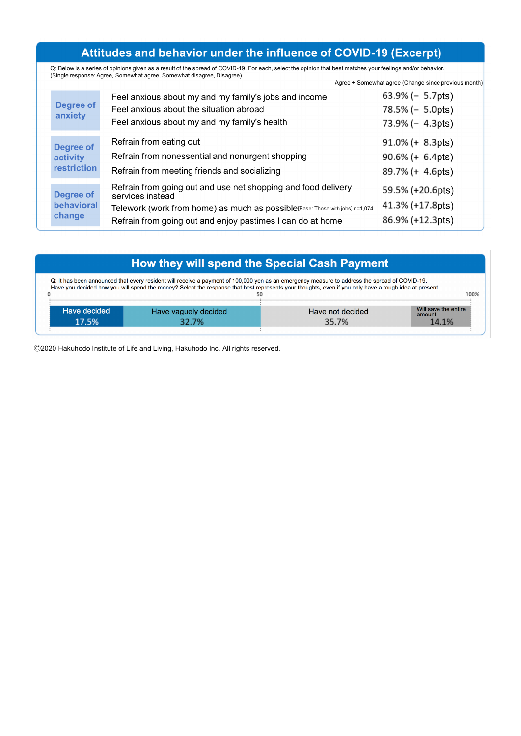## Attitudes and behavior under the influence of COVID-19 (Excerpt)

Q: Below is a series of opinions given as a result of the spread of COVID-19. For each, select the opinion that best matches your feelings and/or behavior.
(Single response: Agree, Somewhat agree, Somewhat disagree, Disagree)

| | | Agree + Somewhat agree (Change since previous month) |
|---|---|---|
| Degree of anxiety | Feel anxious about my and my family's jobs and income | 63.9% (− 5.7pts) |
| | Feel anxious about the situation abroad | 78.5% (− 5.0pts) |
| | Feel anxious about my and my family's health | 73.9% (− 4.3pts) |
| Degree of activity restriction | Refrain from eating out | 91.0% (+ 8.3pts) |
| | Refrain from nonessential and nonurgent shopping | 90.6% (+ 6.4pts) |
| | Refrain from meeting friends and socializing | 89.7% (+ 4.6pts) |
| Degree of behavioral change | Refrain from going out and use net shopping and food delivery services instead | 59.5% (+20.6pts) |
| | Telework (work from home) as much as possible [Base: Those with jobs] n=1,074 | 41.3% (+17.8pts) |
| | Refrain from going out and enjoy pastimes I can do at home | 86.9% (+12.3pts) |

## How they will spend the Special Cash Payment

Q: It has been announced that every resident will receive a payment of 100,000 yen as an emergency measure to address the spread of COVID-19.
Have you decided how you will spend the money? Select the response that best represents your thoughts, even if you only have a rough idea at present.

| Have decided | Have vaguely decided | Have not decided | Will save the entire amount |
|---|---|---|---|
| 17.5% | 32.7% | 35.7% | 14.1% |

©2020 Hakuhodo Institute of Life and Living, Hakuhodo Inc. All rights reserved.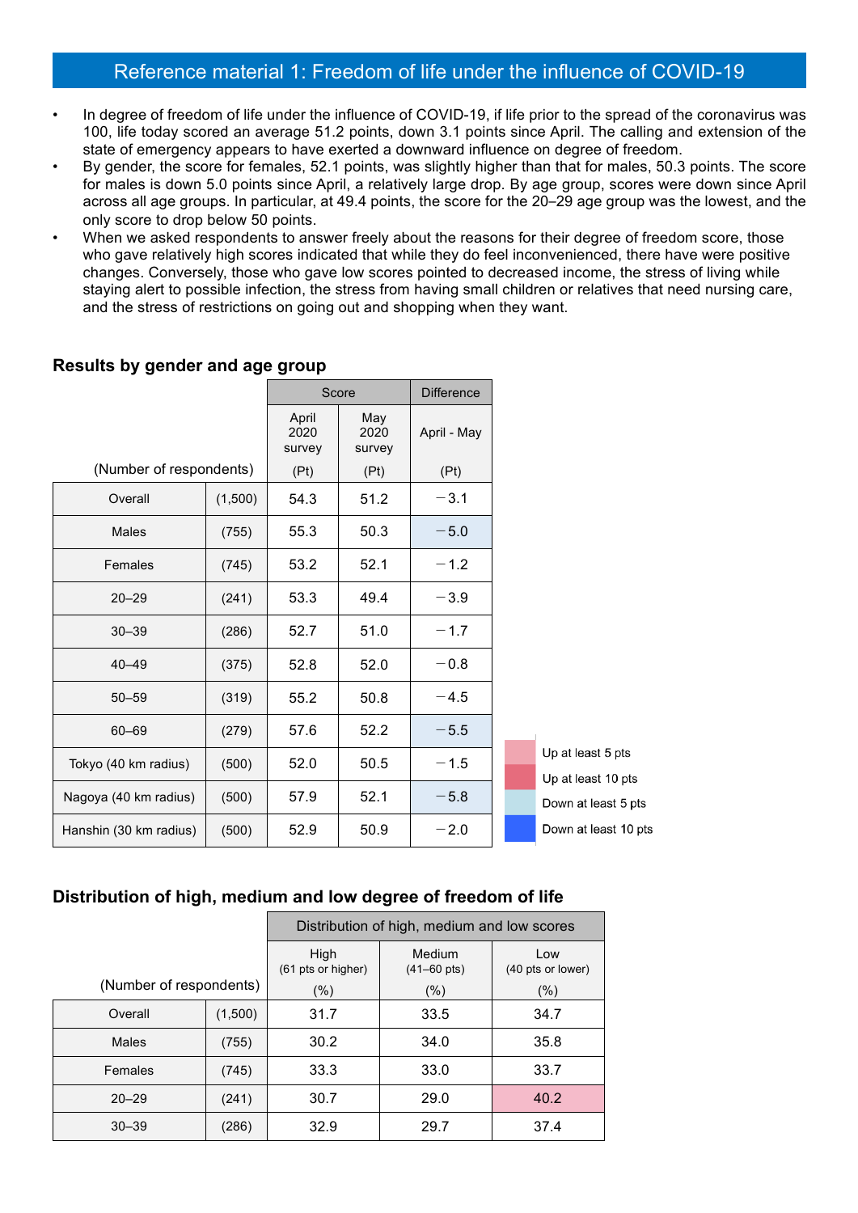## Reference material 1: Freedom of life under the influence of COVID-19

- In degree of freedom of life under the influence of COVID-19, if life prior to the spread of the coronavirus was 100, life today scored an average 51.2 points, down 3.1 points since April. The calling and extension of the state of emergency appears to have exerted a downward influence on degree of freedom.
- By gender, the score for females, 52.1 points, was slightly higher than that for males, 50.3 points. The score for males is down 5.0 points since April, a relatively large drop. By age group, scores were down since April across all age groups. In particular, at 49.4 points, the score for the 20–29 age group was the lowest, and the only score to drop below 50 points.
- When we asked respondents to answer freely about the reasons for their degree of freedom score, those who gave relatively high scores indicated that while they do feel inconvenienced, there have were positive changes. Conversely, those who gave low scores pointed to decreased income, the stress of living while staying alert to possible infection, the stress from having small children or relatives that need nursing care, and the stress of restrictions on going out and shopping when they want.

### Results by gender and age group

| | | Score | | Difference |
|---|---|---|---|---|
| | | April 2020 survey | May 2020 survey | April - May |
| | (Number of respondents) | (Pt) | (Pt) | (Pt) |
| Overall | (1,500) | 54.3 | 51.2 | −3.1 |
| Males | (755) | 55.3 | 50.3 | −5.0 |
| Females | (745) | 53.2 | 52.1 | −1.2 |
| 20–29 | (241) | 53.3 | 49.4 | −3.9 |
| 30–39 | (286) | 52.7 | 51.0 | −1.7 |
| 40–49 | (375) | 52.8 | 52.0 | −0.8 |
| 50–59 | (319) | 55.2 | 50.8 | −4.5 |
| 60–69 | (279) | 57.6 | 52.2 | −5.5 |
| Tokyo (40 km radius) | (500) | 52.0 | 50.5 | −1.5 |
| Nagoya (40 km radius) | (500) | 57.9 | 52.1 | −5.8 |
| Hanshin (30 km radius) | (500) | 52.9 | 50.9 | −2.0 |

Up at least 5 pts
Up at least 10 pts
Down at least 5 pts
Down at least 10 pts

### Distribution of high, medium and low degree of freedom of life

| | | Distribution of high, medium and low scores | | |
|---|---|---|---|---|
| | | High (61 pts or higher) | Medium (41–60 pts) | Low (40 pts or lower) |
| | (Number of respondents) | (%) | (%) | (%) |
| Overall | (1,500) | 31.7 | 33.5 | 34.7 |
| Males | (755) | 30.2 | 34.0 | 35.8 |
| Females | (745) | 33.3 | 33.0 | 33.7 |
| 20–29 | (241) | 30.7 | 29.0 | 40.2 |
| 30–39 | (286) | 32.9 | 29.7 | 37.4 |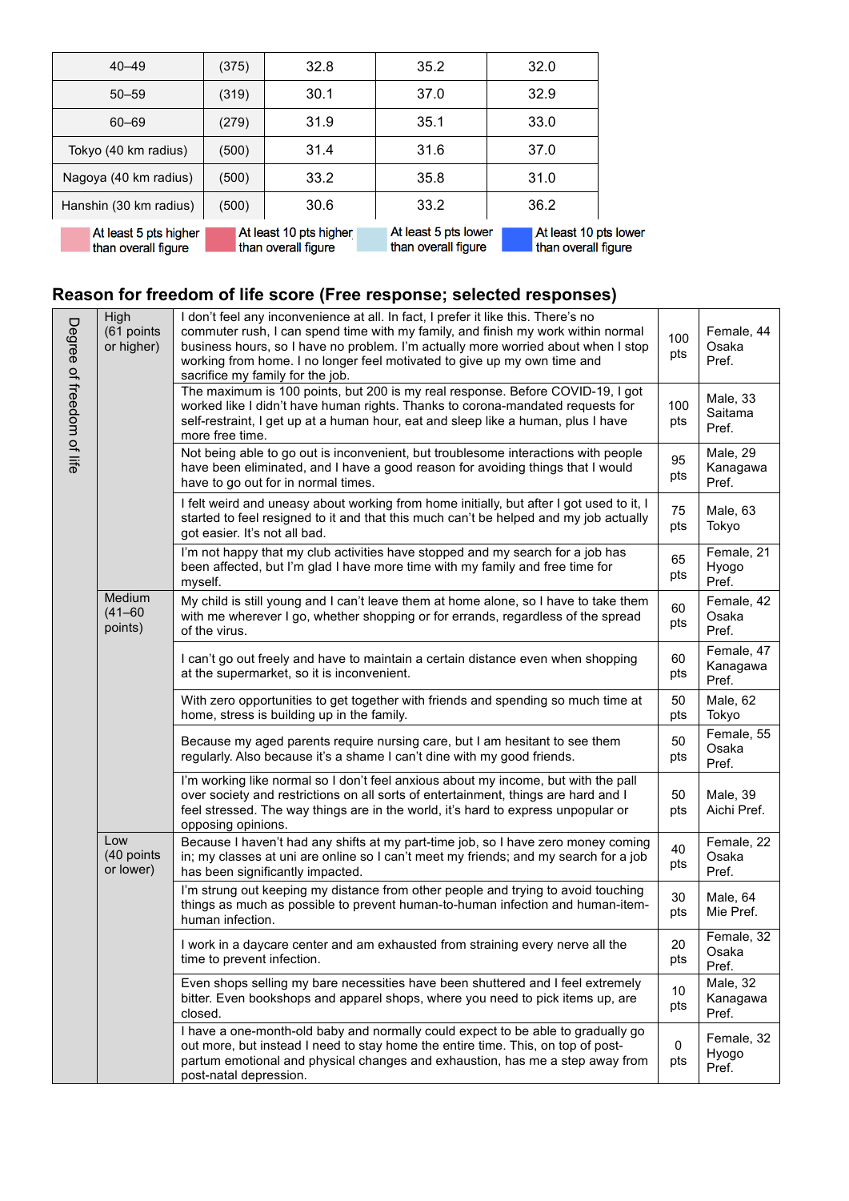| | | | | |
|---|---|---|---|---|
| 40–49 | (375) | 32.8 | 35.2 | 32.0 |
| 50–59 | (319) | 30.1 | 37.0 | 32.9 |
| 60–69 | (279) | 31.9 | 35.1 | 33.0 |
| Tokyo (40 km radius) | (500) | 31.4 | 31.6 | 37.0 |
| Nagoya (40 km radius) | (500) | 33.2 | 35.8 | 31.0 |
| Hanshin (30 km radius) | (500) | 30.6 | 33.2 | 36.2 |

At least 5 pts higher than overall figure | At least 10 pts higher than overall figure | At least 5 pts lower than overall figure | At least 10 pts lower than overall figure

## Reason for freedom of life score (Free response; selected responses)

| Degree of freedom of life | | Reason | Score | Respondent |
|---|---|---|---|---|
| | High (61 points or higher) | I don't feel any inconvenience at all. In fact, I prefer it like this. There's no commuter rush, I can spend time with my family, and finish my work within normal business hours, so I have no problem. I'm actually more worried about when I stop working from home. I no longer feel motivated to give up my own time and sacrifice my family for the job. | 100 pts | Female, 44 Osaka Pref. |
| | | The maximum is 100 points, but 200 is my real response. Before COVID-19, I got worked like I didn't have human rights. Thanks to corona-mandated requests for self-restraint, I get up at a human hour, eat and sleep like a human, plus I have more free time. | 100 pts | Male, 33 Saitama Pref. |
| | | Not being able to go out is inconvenient, but troublesome interactions with people have been eliminated, and I have a good reason for avoiding things that I would have to go out for in normal times. | 95 pts | Male, 29 Kanagawa Pref. |
| | | I felt weird and uneasy about working from home initially, but after I got used to it, I started to feel resigned to it and that this much can't be helped and my job actually got easier. It's not all bad. | 75 pts | Male, 63 Tokyo |
| | | I'm not happy that my club activities have stopped and my search for a job has been affected, but I'm glad I have more time with my family and free time for myself. | 65 pts | Female, 21 Hyogo Pref. |
| | Medium (41–60 points) | My child is still young and I can't leave them at home alone, so I have to take them with me wherever I go, whether shopping or for errands, regardless of the spread of the virus. | 60 pts | Female, 42 Osaka Pref. |
| | | I can't go out freely and have to maintain a certain distance even when shopping at the supermarket, so it is inconvenient. | 60 pts | Female, 47 Kanagawa Pref. |
| | | With zero opportunities to get together with friends and spending so much time at home, stress is building up in the family. | 50 pts | Male, 62 Tokyo |
| | | Because my aged parents require nursing care, but I am hesitant to see them regularly. Also because it's a shame I can't dine with my good friends. | 50 pts | Female, 55 Osaka Pref. |
| | | I'm working like normal so I don't feel anxious about my income, but with the pall over society and restrictions on all sorts of entertainment, things are hard and I feel stressed. The way things are in the world, it's hard to express unpopular or opposing opinions. | 50 pts | Male, 39 Aichi Pref. |
| | Low (40 points or lower) | Because I haven't had any shifts at my part-time job, so I have zero money coming in; my classes at uni are online so I can't meet my friends; and my search for a job has been significantly impacted. | 40 pts | Female, 22 Osaka Pref. |
| | | I'm strung out keeping my distance from other people and trying to avoid touching things as much as possible to prevent human-to-human infection and human-item-human infection. | 30 pts | Male, 64 Mie Pref. |
| | | I work in a daycare center and am exhausted from straining every nerve all the time to prevent infection. | 20 pts | Female, 32 Osaka Pref. |
| | | Even shops selling my bare necessities have been shuttered and I feel extremely bitter. Even bookshops and apparel shops, where you need to pick items up, are closed. | 10 pts | Male, 32 Kanagawa Pref. |
| | | I have a one-month-old baby and normally could expect to be able to gradually go out more, but instead I need to stay home the entire time. This, on top of post-partum emotional and physical changes and exhaustion, has me a step away from post-natal depression. | 0 pts | Female, 32 Hyogo Pref. |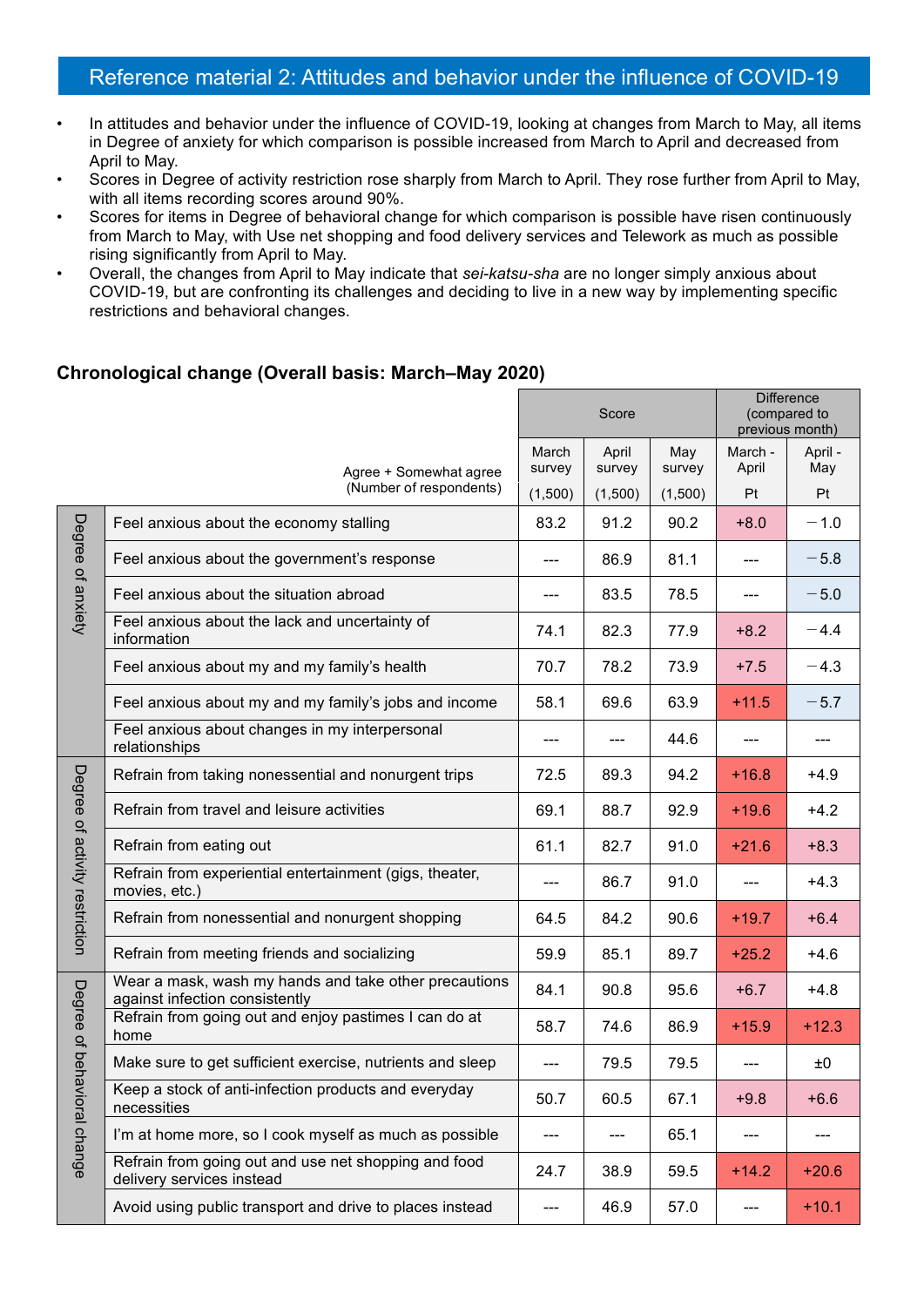## Reference material 2: Attitudes and behavior under the influence of COVID-19

- In attitudes and behavior under the influence of COVID-19, looking at changes from March to May, all items in Degree of anxiety for which comparison is possible increased from March to April and decreased from April to May.
- Scores in Degree of activity restriction rose sharply from March to April. They rose further from April to May, with all items recording scores around 90%.
- Scores for items in Degree of behavioral change for which comparison is possible have risen continuously from March to May, with Use net shopping and food delivery services and Telework as much as possible rising significantly from April to May.
- Overall, the changes from April to May indicate that *sei-katsu-sha* are no longer simply anxious about COVID-19, but are confronting its challenges and deciding to live in a new way by implementing specific restrictions and behavioral changes.

### Chronological change (Overall basis: March–May 2020)

| | Agree + Somewhat agree (Number of respondents) | Score | | | Difference (compared to previous month) | |
|---|---|---|---|---|---|---|
| | | March survey (1,500) | April survey (1,500) | May survey (1,500) | March - April Pt | April - May Pt |
| Degree of anxiety | Feel anxious about the economy stalling | 83.2 | 91.2 | 90.2 | +8.0 | −1.0 |
| | Feel anxious about the government's response | --- | 86.9 | 81.1 | --- | −5.8 |
| | Feel anxious about the situation abroad | --- | 83.5 | 78.5 | --- | −5.0 |
| | Feel anxious about the lack and uncertainty of information | 74.1 | 82.3 | 77.9 | +8.2 | −4.4 |
| | Feel anxious about my and my family's health | 70.7 | 78.2 | 73.9 | +7.5 | −4.3 |
| | Feel anxious about my and my family's jobs and income | 58.1 | 69.6 | 63.9 | +11.5 | −5.7 |
| | Feel anxious about changes in my interpersonal relationships | --- | --- | 44.6 | --- | --- |
| Degree of activity restriction | Refrain from taking nonessential and nonurgent trips | 72.5 | 89.3 | 94.2 | +16.8 | +4.9 |
| | Refrain from travel and leisure activities | 69.1 | 88.7 | 92.9 | +19.6 | +4.2 |
| | Refrain from eating out | 61.1 | 82.7 | 91.0 | +21.6 | +8.3 |
| | Refrain from experiential entertainment (gigs, theater, movies, etc.) | --- | 86.7 | 91.0 | --- | +4.3 |
| | Refrain from nonessential and nonurgent shopping | 64.5 | 84.2 | 90.6 | +19.7 | +6.4 |
| | Refrain from meeting friends and socializing | 59.9 | 85.1 | 89.7 | +25.2 | +4.6 |
| Degree of behavioral change | Wear a mask, wash my hands and take other precautions against infection consistently | 84.1 | 90.8 | 95.6 | +6.7 | +4.8 |
| | Refrain from going out and enjoy pastimes I can do at home | 58.7 | 74.6 | 86.9 | +15.9 | +12.3 |
| | Make sure to get sufficient exercise, nutrients and sleep | --- | 79.5 | 79.5 | --- | ±0 |
| | Keep a stock of anti-infection products and everyday necessities | 50.7 | 60.5 | 67.1 | +9.8 | +6.6 |
| | I'm at home more, so I cook myself as much as possible | --- | --- | 65.1 | --- | --- |
| | Refrain from going out and use net shopping and food delivery services instead | 24.7 | 38.9 | 59.5 | +14.2 | +20.6 |
| | Avoid using public transport and drive to places instead | --- | 46.9 | 57.0 | --- | +10.1 |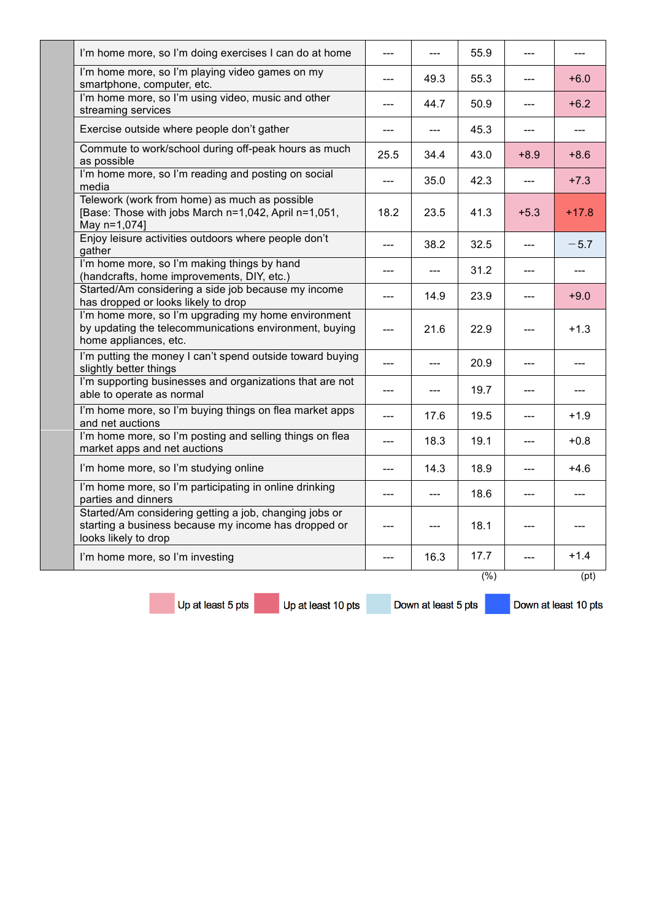|  |  |  |  |  |  |  |
|---|---|---|---|---|---|---|
|  | I'm home more, so I'm doing exercises I can do at home | --- | --- | 55.9 | --- | --- |
|  | I'm home more, so I'm playing video games on my smartphone, computer, etc. | --- | 49.3 | 55.3 | --- | +6.0 |
|  | I'm home more, so I'm using video, music and other streaming services | --- | 44.7 | 50.9 | --- | +6.2 |
|  | Exercise outside where people don't gather | --- | --- | 45.3 | --- | --- |
|  | Commute to work/school during off-peak hours as much as possible | 25.5 | 34.4 | 43.0 | +8.9 | +8.6 |
|  | I'm home more, so I'm reading and posting on social media | --- | 35.0 | 42.3 | --- | +7.3 |
|  | Telework (work from home) as much as possible [Base: Those with jobs March n=1,042, April n=1,051, May n=1,074] | 18.2 | 23.5 | 41.3 | +5.3 | +17.8 |
|  | Enjoy leisure activities outdoors where people don't gather | --- | 38.2 | 32.5 | --- | −5.7 |
|  | I'm home more, so I'm making things by hand (handcrafts, home improvements, DIY, etc.) | --- | --- | 31.2 | --- | --- |
|  | Started/Am considering a side job because my income has dropped or looks likely to drop | --- | 14.9 | 23.9 | --- | +9.0 |
|  | I'm home more, so I'm upgrading my home environment by updating the telecommunications environment, buying home appliances, etc. | --- | 21.6 | 22.9 | --- | +1.3 |
|  | I'm putting the money I can't spend outside toward buying slightly better things | --- | --- | 20.9 | --- | --- |
|  | I'm supporting businesses and organizations that are not able to operate as normal | --- | --- | 19.7 | --- | --- |
|  | I'm home more, so I'm buying things on flea market apps and net auctions | --- | 17.6 | 19.5 | --- | +1.9 |
|  | I'm home more, so I'm posting and selling things on flea market apps and net auctions | --- | 18.3 | 19.1 | --- | +0.8 |
|  | I'm home more, so I'm studying online | --- | 14.3 | 18.9 | --- | +4.6 |
|  | I'm home more, so I'm participating in online drinking parties and dinners | --- | --- | 18.6 | --- | --- |
|  | Started/Am considering getting a job, changing jobs or starting a business because my income has dropped or looks likely to drop | --- | --- | 18.1 | --- | --- |
|  | I'm home more, so I'm investing | --- | 16.3 | 17.7 | --- | +1.4 |
|  |  |  |  | (%) |  | (pt) |

Up at least 5 pts | Up at least 10 pts | Down at least 5 pts | Down at least 10 pts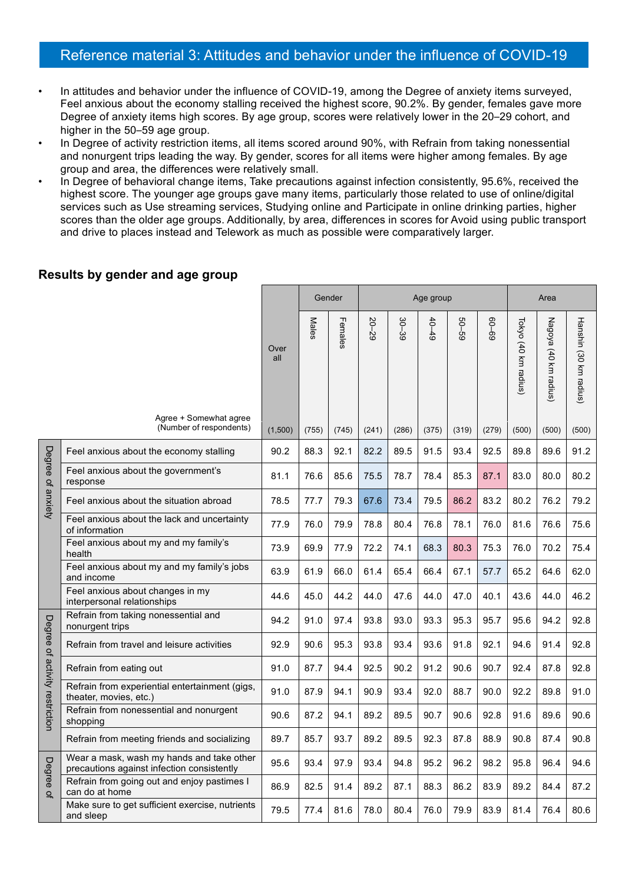## Reference material 3: Attitudes and behavior under the influence of COVID-19

- In attitudes and behavior under the influence of COVID-19, among the Degree of anxiety items surveyed, Feel anxious about the economy stalling received the highest score, 90.2%. By gender, females gave more Degree of anxiety items high scores. By age group, scores were relatively lower in the 20–29 cohort, and higher in the 50–59 age group.
- In Degree of activity restriction items, all items scored around 90%, with Refrain from taking nonessential and nonurgent trips leading the way. By gender, scores for all items were higher among females. By age group and area, the differences were relatively small.
- In Degree of behavioral change items, Take precautions against infection consistently, 95.6%, received the highest score. The younger age groups gave many items, particularly those related to use of online/digital services such as Use streaming services, Studying online and Participate in online drinking parties, higher scores than the older age groups. Additionally, by area, differences in scores for Avoid using public transport and drive to places instead and Telework as much as possible were comparatively larger.

### Results by gender and age group

| | Agree + Somewhat agree (Number of respondents) | Over all | Gender | | Age group | | | | | Area | | |
|---|---|---|---|---|---|---|---|---|---|---|---|---|
| | | | Males | Females | 20–29 | 30–39 | 40–49 | 50–59 | 60–69 | Tokyo (40 km radius) | Nagoya (40 km radius) | Hanshin (30 km radius) |
| | | (1,500) | (755) | (745) | (241) | (286) | (375) | (319) | (279) | (500) | (500) | (500) |
| Degree of anxiety | Feel anxious about the economy stalling | 90.2 | 88.3 | 92.1 | 82.2 | 89.5 | 91.5 | 93.4 | 92.5 | 89.8 | 89.6 | 91.2 |
| | Feel anxious about the government's response | 81.1 | 76.6 | 85.6 | 75.5 | 78.7 | 78.4 | 85.3 | 87.1 | 83.0 | 80.0 | 80.2 |
| | Feel anxious about the situation abroad | 78.5 | 77.7 | 79.3 | 67.6 | 73.4 | 79.5 | 86.2 | 83.2 | 80.2 | 76.2 | 79.2 |
| | Feel anxious about the lack and uncertainty of information | 77.9 | 76.0 | 79.9 | 78.8 | 80.4 | 76.8 | 78.1 | 76.0 | 81.6 | 76.6 | 75.6 |
| | Feel anxious about my and my family's health | 73.9 | 69.9 | 77.9 | 72.2 | 74.1 | 68.3 | 80.3 | 75.3 | 76.0 | 70.2 | 75.4 |
| | Feel anxious about my and my family's jobs and income | 63.9 | 61.9 | 66.0 | 61.4 | 65.4 | 66.4 | 67.1 | 57.7 | 65.2 | 64.6 | 62.0 |
| | Feel anxious about changes in my interpersonal relationships | 44.6 | 45.0 | 44.2 | 44.0 | 47.6 | 44.0 | 47.0 | 40.1 | 43.6 | 44.0 | 46.2 |
| Degree of activity restriction | Refrain from taking nonessential and nonurgent trips | 94.2 | 91.0 | 97.4 | 93.8 | 93.0 | 93.3 | 95.3 | 95.7 | 95.6 | 94.2 | 92.8 |
| | Refrain from travel and leisure activities | 92.9 | 90.6 | 95.3 | 93.8 | 93.4 | 93.6 | 91.8 | 92.1 | 94.6 | 91.4 | 92.8 |
| | Refrain from eating out | 91.0 | 87.7 | 94.4 | 92.5 | 90.2 | 91.2 | 90.6 | 90.7 | 92.4 | 87.8 | 92.8 |
| | Refrain from experiential entertainment (gigs, theater, movies, etc.) | 91.0 | 87.9 | 94.1 | 90.9 | 93.4 | 92.0 | 88.7 | 90.0 | 92.2 | 89.8 | 91.0 |
| | Refrain from nonessential and nonurgent shopping | 90.6 | 87.2 | 94.1 | 89.2 | 89.5 | 90.7 | 90.6 | 92.8 | 91.6 | 89.6 | 90.6 |
| | Refrain from meeting friends and socializing | 89.7 | 85.7 | 93.7 | 89.2 | 89.5 | 92.3 | 87.8 | 88.9 | 90.8 | 87.4 | 90.8 |
| Degree of | Wear a mask, wash my hands and take other precautions against infection consistently | 95.6 | 93.4 | 97.9 | 93.4 | 94.8 | 95.2 | 96.2 | 98.2 | 95.8 | 96.4 | 94.6 |
| | Refrain from going out and enjoy pastimes I can do at home | 86.9 | 82.5 | 91.4 | 89.2 | 87.1 | 88.3 | 86.2 | 83.9 | 89.2 | 84.4 | 87.2 |
| | Make sure to get sufficient exercise, nutrients and sleep | 79.5 | 77.4 | 81.6 | 78.0 | 80.4 | 76.0 | 79.9 | 83.9 | 81.4 | 76.4 | 80.6 |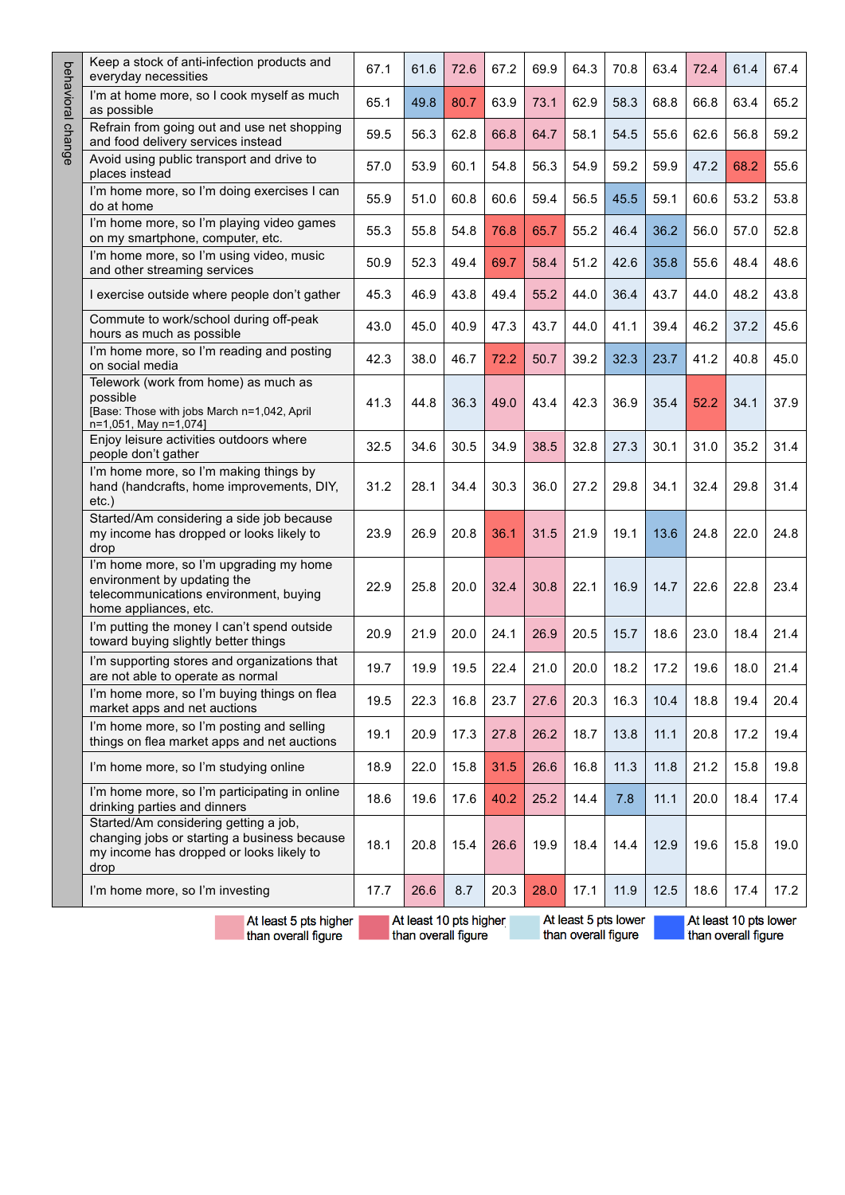| | | | | | | | | | | | | |
|---|---|---|---|---|---|---|---|---|---|---|---|---|
| behavioral change | Keep a stock of anti-infection products and everyday necessities | 67.1 | 61.6 | 72.6 | 67.2 | 69.9 | 64.3 | 70.8 | 63.4 | 72.4 | 61.4 | 67.4 |
| | I'm at home more, so I cook myself as much as possible | 65.1 | 49.8 | 80.7 | 63.9 | 73.1 | 62.9 | 58.3 | 68.8 | 66.8 | 63.4 | 65.2 |
| | Refrain from going out and use net shopping and food delivery services instead | 59.5 | 56.3 | 62.8 | 66.8 | 64.7 | 58.1 | 54.5 | 55.6 | 62.6 | 56.8 | 59.2 |
| | Avoid using public transport and drive to places instead | 57.0 | 53.9 | 60.1 | 54.8 | 56.3 | 54.9 | 59.2 | 59.9 | 47.2 | 68.2 | 55.6 |
| | I'm home more, so I'm doing exercises I can do at home | 55.9 | 51.0 | 60.8 | 60.6 | 59.4 | 56.5 | 45.5 | 59.1 | 60.6 | 53.2 | 53.8 |
| | I'm home more, so I'm playing video games on my smartphone, computer, etc. | 55.3 | 55.8 | 54.8 | 76.8 | 65.7 | 55.2 | 46.4 | 36.2 | 56.0 | 57.0 | 52.8 |
| | I'm home more, so I'm using video, music and other streaming services | 50.9 | 52.3 | 49.4 | 69.7 | 58.4 | 51.2 | 42.6 | 35.8 | 55.6 | 48.4 | 48.6 |
| | I exercise outside where people don't gather | 45.3 | 46.9 | 43.8 | 49.4 | 55.2 | 44.0 | 36.4 | 43.7 | 44.0 | 48.2 | 43.8 |
| | Commute to work/school during off-peak hours as much as possible | 43.0 | 45.0 | 40.9 | 47.3 | 43.7 | 44.0 | 41.1 | 39.4 | 46.2 | 37.2 | 45.6 |
| | I'm home more, so I'm reading and posting on social media | 42.3 | 38.0 | 46.7 | 72.2 | 50.7 | 39.2 | 32.3 | 23.7 | 41.2 | 40.8 | 45.0 |
| | Telework (work from home) as much as possible [Base: Those with jobs March n=1,042, April n=1,051, May n=1,074] | 41.3 | 44.8 | 36.3 | 49.0 | 43.4 | 42.3 | 36.9 | 35.4 | 52.2 | 34.1 | 37.9 |
| | Enjoy leisure activities outdoors where people don't gather | 32.5 | 34.6 | 30.5 | 34.9 | 38.5 | 32.8 | 27.3 | 30.1 | 31.0 | 35.2 | 31.4 |
| | I'm home more, so I'm making things by hand (handcrafts, home improvements, DIY, etc.) | 31.2 | 28.1 | 34.4 | 30.3 | 36.0 | 27.2 | 29.8 | 34.1 | 32.4 | 29.8 | 31.4 |
| | Started/Am considering a side job because my income has dropped or looks likely to drop | 23.9 | 26.9 | 20.8 | 36.1 | 31.5 | 21.9 | 19.1 | 13.6 | 24.8 | 22.0 | 24.8 |
| | I'm home more, so I'm upgrading my home environment by updating the telecommunications environment, buying home appliances, etc. | 22.9 | 25.8 | 20.0 | 32.4 | 30.8 | 22.1 | 16.9 | 14.7 | 22.6 | 22.8 | 23.4 |
| | I'm putting the money I can't spend outside toward buying slightly better things | 20.9 | 21.9 | 20.0 | 24.1 | 26.9 | 20.5 | 15.7 | 18.6 | 23.0 | 18.4 | 21.4 |
| | I'm supporting stores and organizations that are not able to operate as normal | 19.7 | 19.9 | 19.5 | 22.4 | 21.0 | 20.0 | 18.2 | 17.2 | 19.6 | 18.0 | 21.4 |
| | I'm home more, so I'm buying things on flea market apps and net auctions | 19.5 | 22.3 | 16.8 | 23.7 | 27.6 | 20.3 | 16.3 | 10.4 | 18.8 | 19.4 | 20.4 |
| | I'm home more, so I'm posting and selling things on flea market apps and net auctions | 19.1 | 20.9 | 17.3 | 27.8 | 26.2 | 18.7 | 13.8 | 11.1 | 20.8 | 17.2 | 19.4 |
| | I'm home more, so I'm studying online | 18.9 | 22.0 | 15.8 | 31.5 | 26.6 | 16.8 | 11.3 | 11.8 | 21.2 | 15.8 | 19.8 |
| | I'm home more, so I'm participating in online drinking parties and dinners | 18.6 | 19.6 | 17.6 | 40.2 | 25.2 | 14.4 | 7.8 | 11.1 | 20.0 | 18.4 | 17.4 |
| | Started/Am considering getting a job, changing jobs or starting a business because my income has dropped or looks likely to drop | 18.1 | 20.8 | 15.4 | 26.6 | 19.9 | 18.4 | 14.4 | 12.9 | 19.6 | 15.8 | 19.0 |
| | I'm home more, so I'm investing | 17.7 | 26.6 | 8.7 | 20.3 | 28.0 | 17.1 | 11.9 | 12.5 | 18.6 | 17.4 | 17.2 |

Legend: At least 5 pts higher than overall figure; At least 10 pts higher than overall figure; At least 5 pts lower than overall figure; At least 10 pts lower than overall figure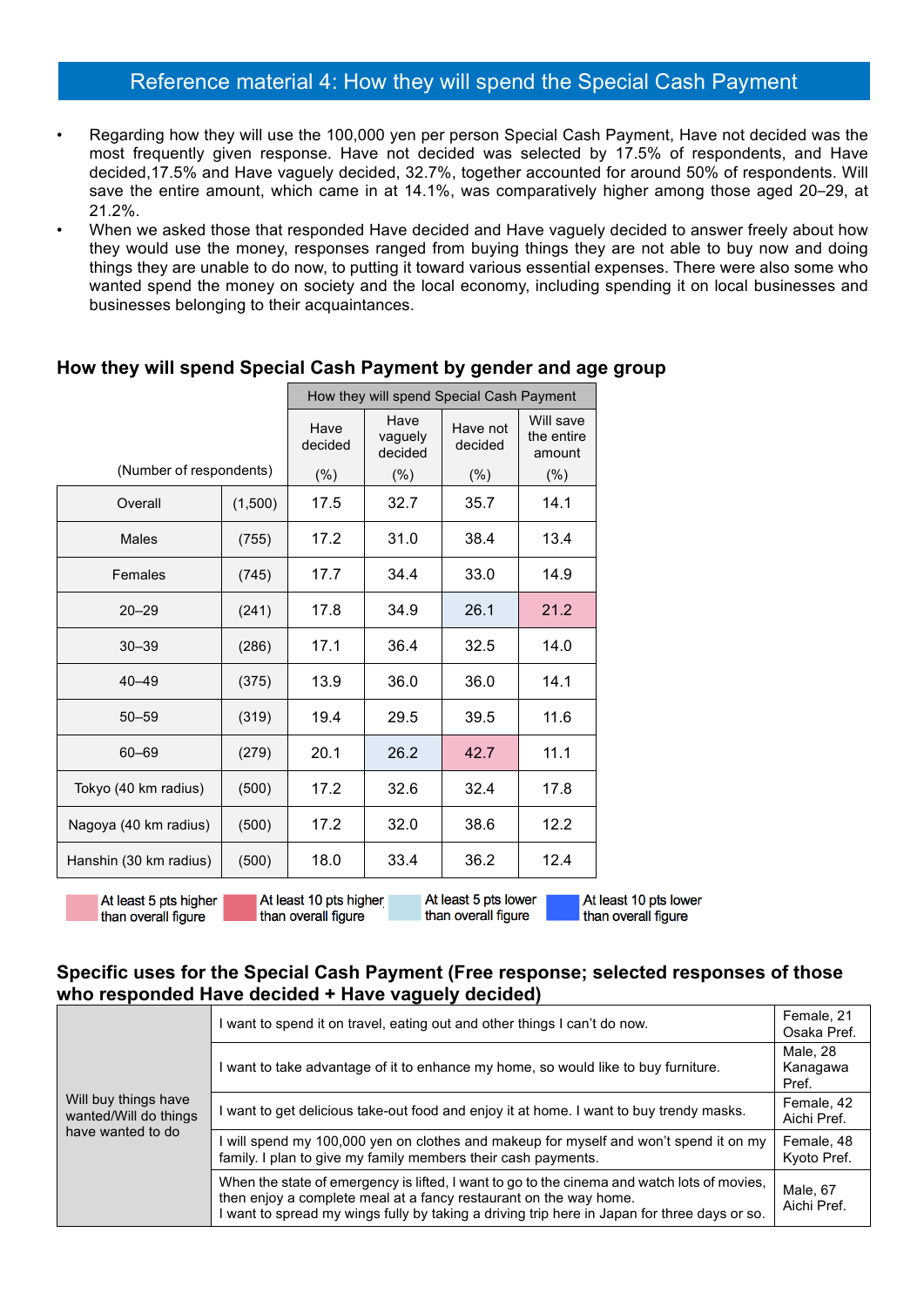# Reference material 4: How they will spend the Special Cash Payment

- Regarding how they will use the 100,000 yen per person Special Cash Payment, Have not decided was the most frequently given response. Have not decided was selected by 17.5% of respondents, and Have decided,17.5% and Have vaguely decided, 32.7%, together accounted for around 50% of respondents. Will save the entire amount, which came in at 14.1%, was comparatively higher among those aged 20–29, at 21.2%.
- When we asked those that responded Have decided and Have vaguely decided to answer freely about how they would use the money, responses ranged from buying things they are not able to buy now and doing things they are unable to do now, to putting it toward various essential expenses. There were also some who wanted spend the money on society and the local economy, including spending it on local businesses and businesses belonging to their acquaintances.

## How they will spend Special Cash Payment by gender and age group

| | | How they will spend Special Cash Payment | | | |
|---|---|---|---|---|---|
| (Number of respondents) | | Have decided (%) | Have vaguely decided (%) | Have not decided (%) | Will save the entire amount (%) |
| Overall | (1,500) | 17.5 | 32.7 | 35.7 | 14.1 |
| Males | (755) | 17.2 | 31.0 | 38.4 | 13.4 |
| Females | (745) | 17.7 | 34.4 | 33.0 | 14.9 |
| 20–29 | (241) | 17.8 | 34.9 | 26.1 | 21.2 |
| 30–39 | (286) | 17.1 | 36.4 | 32.5 | 14.0 |
| 40–49 | (375) | 13.9 | 36.0 | 36.0 | 14.1 |
| 50–59 | (319) | 19.4 | 29.5 | 39.5 | 11.6 |
| 60–69 | (279) | 20.1 | 26.2 | 42.7 | 11.1 |
| Tokyo (40 km radius) | (500) | 17.2 | 32.6 | 32.4 | 17.8 |
| Nagoya (40 km radius) | (500) | 17.2 | 32.0 | 38.6 | 12.2 |
| Hanshin (30 km radius) | (500) | 18.0 | 33.4 | 36.2 | 12.4 |

At least 5 pts higher than overall figure | At least 10 pts higher than overall figure | At least 5 pts lower than overall figure | At least 10 pts lower than overall figure

## Specific uses for the Special Cash Payment (Free response; selected responses of those who responded Have decided + Have vaguely decided)

| | | |
|---|---|---|
| Will buy things have wanted/Will do things have wanted to do | I want to spend it on travel, eating out and other things I can't do now. | Female, 21 Osaka Pref. |
| | I want to take advantage of it to enhance my home, so would like to buy furniture. | Male, 28 Kanagawa Pref. |
| | I want to get delicious take-out food and enjoy it at home. I want to buy trendy masks. | Female, 42 Aichi Pref. |
| | I will spend my 100,000 yen on clothes and makeup for myself and won't spend it on my family. I plan to give my family members their cash payments. | Female, 48 Kyoto Pref. |
| | When the state of emergency is lifted, I want to go to the cinema and watch lots of movies, then enjoy a complete meal at a fancy restaurant on the way home.<br>I want to spread my wings fully by taking a driving trip here in Japan for three days or so. | Male, 67 Aichi Pref. |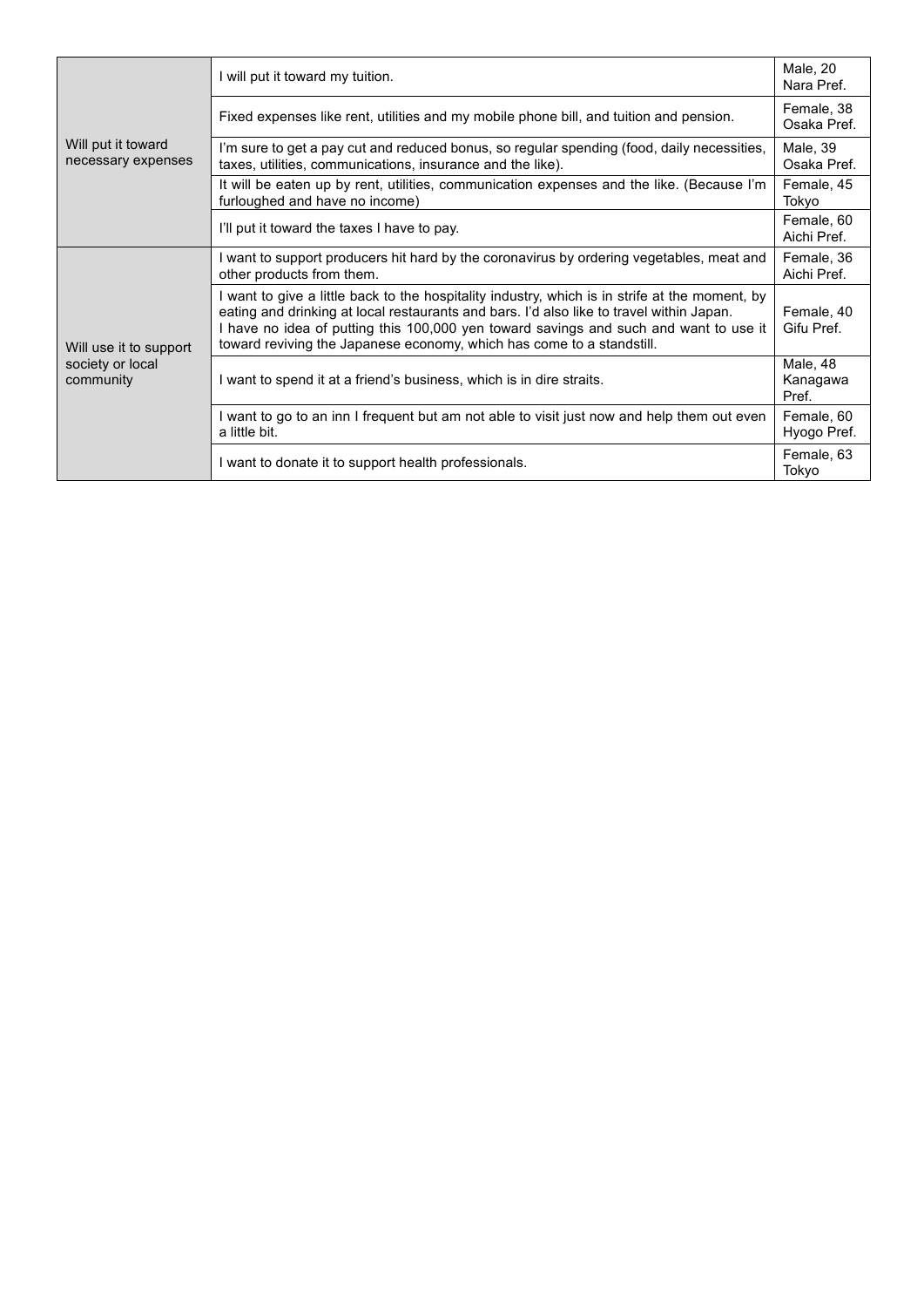| | | |
|---|---|---|
| Will put it toward necessary expenses | I will put it toward my tuition. | Male, 20 Nara Pref. |
| | Fixed expenses like rent, utilities and my mobile phone bill, and tuition and pension. | Female, 38 Osaka Pref. |
| | I'm sure to get a pay cut and reduced bonus, so regular spending (food, daily necessities, taxes, utilities, communications, insurance and the like). | Male, 39 Osaka Pref. |
| | It will be eaten up by rent, utilities, communication expenses and the like. (Because I'm furloughed and have no income) | Female, 45 Tokyo |
| | I'll put it toward the taxes I have to pay. | Female, 60 Aichi Pref. |
| Will use it to support society or local community | I want to support producers hit hard by the coronavirus by ordering vegetables, meat and other products from them. | Female, 36 Aichi Pref. |
| | I want to give a little back to the hospitality industry, which is in strife at the moment, by eating and drinking at local restaurants and bars. I'd also like to travel within Japan. I have no idea of putting this 100,000 yen toward savings and such and want to use it toward reviving the Japanese economy, which has come to a standstill. | Female, 40 Gifu Pref. |
| | I want to spend it at a friend's business, which is in dire straits. | Male, 48 Kanagawa Pref. |
| | I want to go to an inn I frequent but am not able to visit just now and help them out even a little bit. | Female, 60 Hyogo Pref. |
| | I want to donate it to support health professionals. | Female, 63 Tokyo |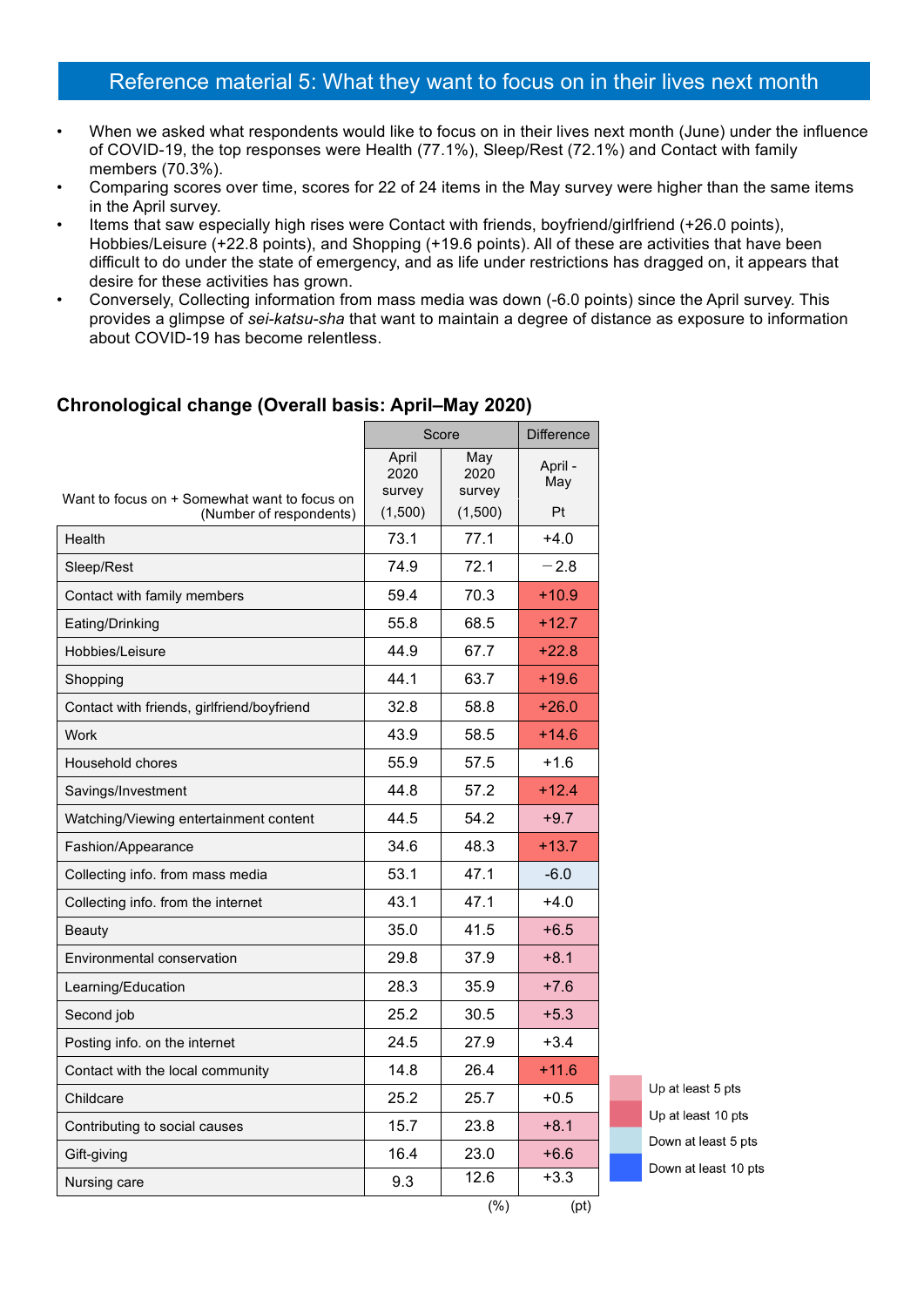## Reference material 5: What they want to focus on in their lives next month

- When we asked what respondents would like to focus on in their lives next month (June) under the influence of COVID-19, the top responses were Health (77.1%), Sleep/Rest (72.1%) and Contact with family members (70.3%).
- Comparing scores over time, scores for 22 of 24 items in the May survey were higher than the same items in the April survey.
- Items that saw especially high rises were Contact with friends, boyfriend/girlfriend (+26.0 points), Hobbies/Leisure (+22.8 points), and Shopping (+19.6 points). All of these are activities that have been difficult to do under the state of emergency, and as life under restrictions has dragged on, it appears that desire for these activities has grown.
- Conversely, Collecting information from mass media was down (-6.0 points) since the April survey. This provides a glimpse of *sei-katsu-sha* that want to maintain a degree of distance as exposure to information about COVID-19 has become relentless.

### Chronological change (Overall basis: April–May 2020)

| Want to focus on + Somewhat want to focus on (Number of respondents) | Score: April 2020 survey (1,500) | Score: May 2020 survey (1,500) | Difference: April - May Pt |
|---|---|---|---|
| Health | 73.1 | 77.1 | +4.0 |
| Sleep/Rest | 74.9 | 72.1 | −2.8 |
| Contact with family members | 59.4 | 70.3 | +10.9 |
| Eating/Drinking | 55.8 | 68.5 | +12.7 |
| Hobbies/Leisure | 44.9 | 67.7 | +22.8 |
| Shopping | 44.1 | 63.7 | +19.6 |
| Contact with friends, girlfriend/boyfriend | 32.8 | 58.8 | +26.0 |
| Work | 43.9 | 58.5 | +14.6 |
| Household chores | 55.9 | 57.5 | +1.6 |
| Savings/Investment | 44.8 | 57.2 | +12.4 |
| Watching/Viewing entertainment content | 44.5 | 54.2 | +9.7 |
| Fashion/Appearance | 34.6 | 48.3 | +13.7 |
| Collecting info. from mass media | 53.1 | 47.1 | -6.0 |
| Collecting info. from the internet | 43.1 | 47.1 | +4.0 |
| Beauty | 35.0 | 41.5 | +6.5 |
| Environmental conservation | 29.8 | 37.9 | +8.1 |
| Learning/Education | 28.3 | 35.9 | +7.6 |
| Second job | 25.2 | 30.5 | +5.3 |
| Posting info. on the internet | 24.5 | 27.9 | +3.4 |
| Contact with the local community | 14.8 | 26.4 | +11.6 |
| Childcare | 25.2 | 25.7 | +0.5 |
| Contributing to social causes | 15.7 | 23.8 | +8.1 |
| Gift-giving | 16.4 | 23.0 | +6.6 |
| Nursing care | 9.3 | 12.6 | +3.3 |
| | | (%) | (pt) |

Legend: Up at least 5 pts / Up at least 10 pts / Down at least 5 pts / Down at least 10 pts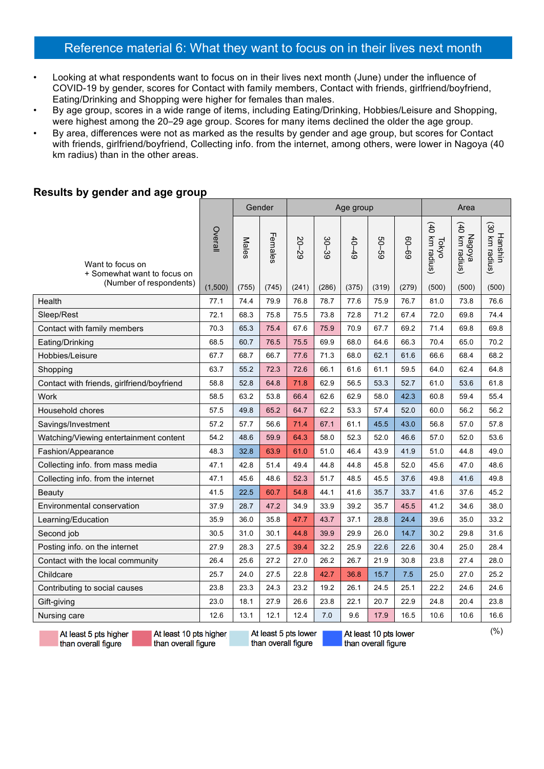## Reference material 6: What they want to focus on in their lives next month

- Looking at what respondents want to focus on in their lives next month (June) under the influence of COVID-19 by gender, scores for Contact with family members, Contact with friends, girlfriend/boyfriend, Eating/Drinking and Shopping were higher for females than males.
- By age group, scores in a wide range of items, including Eating/Drinking, Hobbies/Leisure and Shopping, were highest among the 20–29 age group. Scores for many items declined the older the age group.
- By area, differences were not as marked as the results by gender and age group, but scores for Contact with friends, girlfriend/boyfriend, Collecting info. from the internet, among others, were lower in Nagoya (40 km radius) than in the other areas.

### Results by gender and age group

| Want to focus on + Somewhat want to focus on (Number of respondents) | Overall | Gender | | Age group | | | | | Area | | |
|---|---|---|---|---|---|---|---|---|---|---|---|
| | | Males | Females | 20–29 | 30–39 | 40–49 | 50–59 | 60–69 | Tokyo (40 km radius) | Nagoya (40 km radius) | Hanshin (30 km radius) |
| | (1,500) | (755) | (745) | (241) | (286) | (375) | (319) | (279) | (500) | (500) | (500) |
| Health | 77.1 | 74.4 | 79.9 | 76.8 | 78.7 | 77.6 | 75.9 | 76.7 | 81.0 | 73.8 | 76.6 |
| Sleep/Rest | 72.1 | 68.3 | 75.8 | 75.5 | 73.8 | 72.8 | 71.2 | 67.4 | 72.0 | 69.8 | 74.4 |
| Contact with family members | 70.3 | 65.3 | 75.4 | 67.6 | 75.9 | 70.9 | 67.7 | 69.2 | 71.4 | 69.8 | 69.8 |
| Eating/Drinking | 68.5 | 60.7 | 76.5 | 75.5 | 69.9 | 68.0 | 64.6 | 66.3 | 70.4 | 65.0 | 70.2 |
| Hobbies/Leisure | 67.7 | 68.7 | 66.7 | 77.6 | 71.3 | 68.0 | 62.1 | 61.6 | 66.6 | 68.4 | 68.2 |
| Shopping | 63.7 | 55.2 | 72.3 | 72.6 | 66.1 | 61.6 | 61.1 | 59.5 | 64.0 | 62.4 | 64.8 |
| Contact with friends, girlfriend/boyfriend | 58.8 | 52.8 | 64.8 | 71.8 | 62.9 | 56.5 | 53.3 | 52.7 | 61.0 | 53.6 | 61.8 |
| Work | 58.5 | 63.2 | 53.8 | 66.4 | 62.6 | 62.9 | 58.0 | 42.3 | 60.8 | 59.4 | 55.4 |
| Household chores | 57.5 | 49.8 | 65.2 | 64.7 | 62.2 | 53.3 | 57.4 | 52.0 | 60.0 | 56.2 | 56.2 |
| Savings/Investment | 57.2 | 57.7 | 56.6 | 71.4 | 67.1 | 61.1 | 45.5 | 43.0 | 56.8 | 57.0 | 57.8 |
| Watching/Viewing entertainment content | 54.2 | 48.6 | 59.9 | 64.3 | 58.0 | 52.3 | 52.0 | 46.6 | 57.0 | 52.0 | 53.6 |
| Fashion/Appearance | 48.3 | 32.8 | 63.9 | 61.0 | 51.0 | 46.4 | 43.9 | 41.9 | 51.0 | 44.8 | 49.0 |
| Collecting info. from mass media | 47.1 | 42.8 | 51.4 | 49.4 | 44.8 | 44.8 | 45.8 | 52.0 | 45.6 | 47.0 | 48.6 |
| Collecting info. from the internet | 47.1 | 45.6 | 48.6 | 52.3 | 51.7 | 48.5 | 45.5 | 37.6 | 49.8 | 41.6 | 49.8 |
| Beauty | 41.5 | 22.5 | 60.7 | 54.8 | 44.1 | 41.6 | 35.7 | 33.7 | 41.6 | 37.6 | 45.2 |
| Environmental conservation | 37.9 | 28.7 | 47.2 | 34.9 | 33.9 | 39.2 | 35.7 | 45.5 | 41.2 | 34.6 | 38.0 |
| Learning/Education | 35.9 | 36.0 | 35.8 | 47.7 | 43.7 | 37.1 | 28.8 | 24.4 | 39.6 | 35.0 | 33.2 |
| Second job | 30.5 | 31.0 | 30.1 | 44.8 | 39.9 | 29.9 | 26.0 | 14.7 | 30.2 | 29.8 | 31.6 |
| Posting info. on the internet | 27.9 | 28.3 | 27.5 | 39.4 | 32.2 | 25.9 | 22.6 | 22.6 | 30.4 | 25.0 | 28.4 |
| Contact with the local community | 26.4 | 25.6 | 27.2 | 27.0 | 26.2 | 26.7 | 21.9 | 30.8 | 23.8 | 27.4 | 28.0 |
| Childcare | 25.7 | 24.0 | 27.5 | 22.8 | 42.7 | 36.8 | 15.7 | 7.5 | 25.0 | 27.0 | 25.2 |
| Contributing to social causes | 23.8 | 23.3 | 24.3 | 23.2 | 19.2 | 26.1 | 24.5 | 25.1 | 22.2 | 24.6 | 24.6 |
| Gift-giving | 23.0 | 18.1 | 27.9 | 26.6 | 23.8 | 22.1 | 20.7 | 22.9 | 24.8 | 20.4 | 23.8 |
| Nursing care | 12.6 | 13.1 | 12.1 | 12.4 | 7.0 | 9.6 | 17.9 | 16.5 | 10.6 | 10.6 | 16.6 |

At least 5 pts higher than overall figure | At least 10 pts higher than overall figure | At least 5 pts lower than overall figure | At least 10 pts lower than overall figure

(%)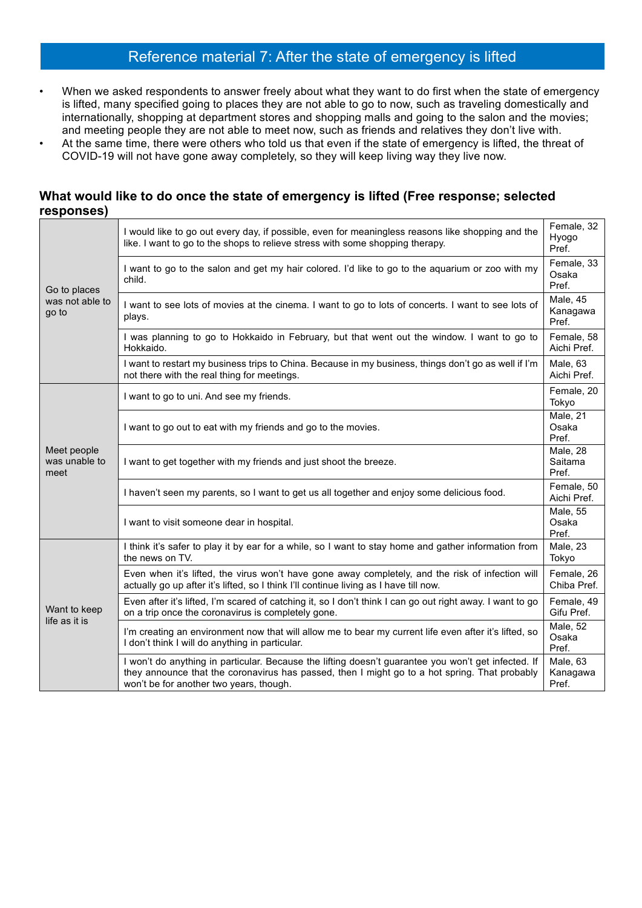# Reference material 7: After the state of emergency is lifted

- When we asked respondents to answer freely about what they want to do first when the state of emergency is lifted, many specified going to places they are not able to go to now, such as traveling domestically and internationally, shopping at department stores and shopping malls and going to the salon and the movies; and meeting people they are not able to meet now, such as friends and relatives they don't live with.
- At the same time, there were others who told us that even if the state of emergency is lifted, the threat of COVID-19 will not have gone away completely, so they will keep living way they live now.

### What would like to do once the state of emergency is lifted (Free response; selected responses)

| Category | Response | Respondent |
|---|---|---|
| Go to places was not able to go to | I would like to go out every day, if possible, even for meaningless reasons like shopping and the like. I want to go to the shops to relieve stress with some shopping therapy. | Female, 32 Hyogo Pref. |
| | I want to go to the salon and get my hair colored. I'd like to go to the aquarium or zoo with my child. | Female, 33 Osaka Pref. |
| | I want to see lots of movies at the cinema. I want to go to lots of concerts. I want to see lots of plays. | Male, 45 Kanagawa Pref. |
| | I was planning to go to Hokkaido in February, but that went out the window. I want to go to Hokkaido. | Female, 58 Aichi Pref. |
| | I want to restart my business trips to China. Because in my business, things don't go as well if I'm not there with the real thing for meetings. | Male, 63 Aichi Pref. |
| Meet people was unable to meet | I want to go to uni. And see my friends. | Female, 20 Tokyo |
| | I want to go out to eat with my friends and go to the movies. | Male, 21 Osaka Pref. |
| | I want to get together with my friends and just shoot the breeze. | Male, 28 Saitama Pref. |
| | I haven't seen my parents, so I want to get us all together and enjoy some delicious food. | Female, 50 Aichi Pref. |
| | I want to visit someone dear in hospital. | Male, 55 Osaka Pref. |
| Want to keep life as it is | I think it's safer to play it by ear for a while, so I want to stay home and gather information from the news on TV. | Male, 23 Tokyo |
| | Even when it's lifted, the virus won't have gone away completely, and the risk of infection will actually go up after it's lifted, so I think I'll continue living as I have till now. | Female, 26 Chiba Pref. |
| | Even after it's lifted, I'm scared of catching it, so I don't think I can go out right away. I want to go on a trip once the coronavirus is completely gone. | Female, 49 Gifu Pref. |
| | I'm creating an environment now that will allow me to bear my current life even after it's lifted, so I don't think I will do anything in particular. | Male, 52 Osaka Pref. |
| | I won't do anything in particular. Because the lifting doesn't guarantee you won't get infected. If they announce that the coronavirus has passed, then I might go to a hot spring. That probably won't be for another two years, though. | Male, 63 Kanagawa Pref. |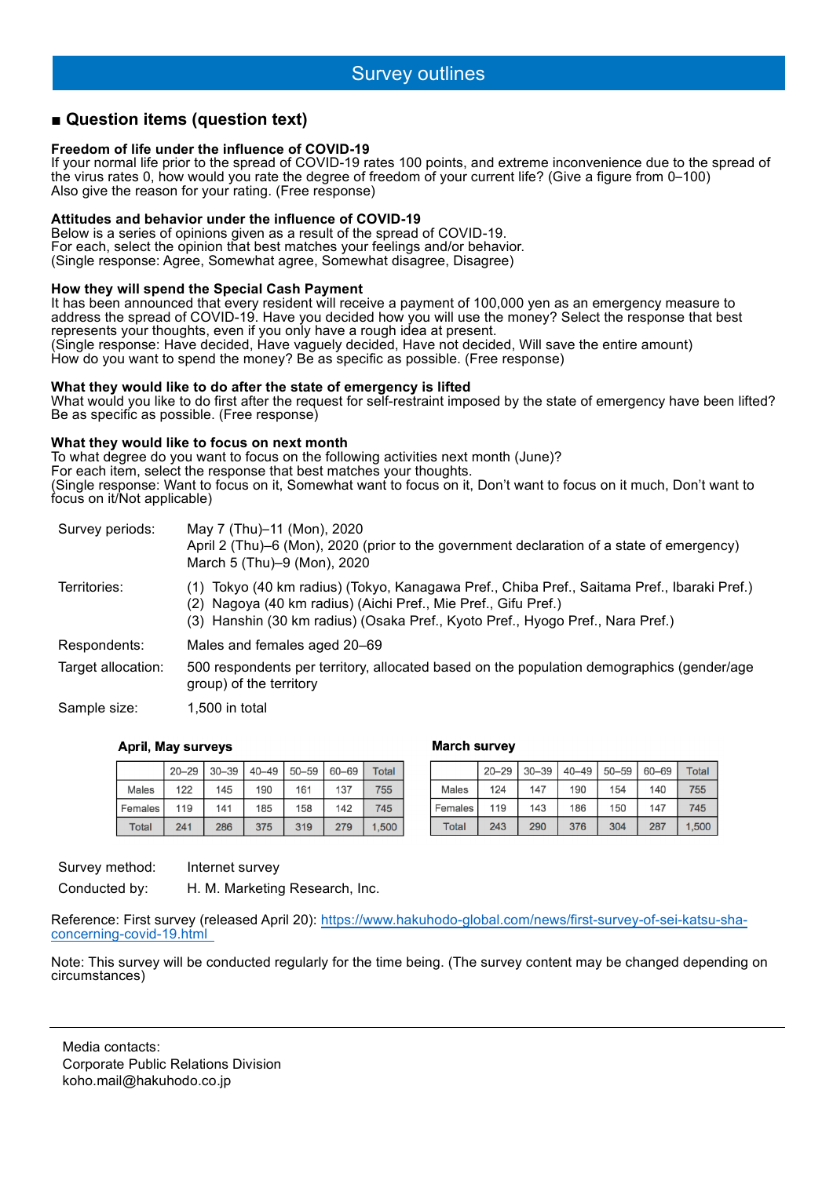## Survey outlines

### ■ Question items (question text)

**Freedom of life under the influence of COVID-19**
If your normal life prior to the spread of COVID-19 rates 100 points, and extreme inconvenience due to the spread of the virus rates 0, how would you rate the degree of freedom of your current life? (Give a figure from 0–100)
Also give the reason for your rating. (Free response)

**Attitudes and behavior under the influence of COVID-19**
Below is a series of opinions given as a result of the spread of COVID-19.
For each, select the opinion that best matches your feelings and/or behavior.
(Single response: Agree, Somewhat agree, Somewhat disagree, Disagree)

**How they will spend the Special Cash Payment**
It has been announced that every resident will receive a payment of 100,000 yen as an emergency measure to address the spread of COVID-19. Have you decided how you will use the money? Select the response that best represents your thoughts, even if you only have a rough idea at present.
(Single response: Have decided, Have vaguely decided, Have not decided, Will save the entire amount)
How do you want to spend the money? Be as specific as possible. (Free response)

**What they would like to do after the state of emergency is lifted**
What would you like to do first after the request for self-restraint imposed by the state of emergency have been lifted? Be as specific as possible. (Free response)

**What they would like to focus on next month**
To what degree do you want to focus on the following activities next month (June)?
For each item, select the response that best matches your thoughts.
(Single response: Want to focus on it, Somewhat want to focus on it, Don't want to focus on it much, Don't want to focus on it/Not applicable)

Survey periods: May 7 (Thu)–11 (Mon), 2020
April 2 (Thu)–6 (Mon), 2020 (prior to the government declaration of a state of emergency)
March 5 (Thu)–9 (Mon), 2020

Territories:
(1) Tokyo (40 km radius) (Tokyo, Kanagawa Pref., Chiba Pref., Saitama Pref., Ibaraki Pref.)
(2) Nagoya (40 km radius) (Aichi Pref., Mie Pref., Gifu Pref.)
(3) Hanshin (30 km radius) (Osaka Pref., Kyoto Pref., Hyogo Pref., Nara Pref.)

Respondents: Males and females aged 20–69

Target allocation: 500 respondents per territory, allocated based on the population demographics (gender/age group) of the territory

Sample size: 1,500 in total

**April, May surveys**

| | 20–29 | 30–39 | 40–49 | 50–59 | 60–69 | Total |
|---|---|---|---|---|---|---|
| Males | 122 | 145 | 190 | 161 | 137 | 755 |
| Females | 119 | 141 | 185 | 158 | 142 | 745 |
| Total | 241 | 286 | 375 | 319 | 279 | 1,500 |

**March survey**

| | 20–29 | 30–39 | 40–49 | 50–59 | 60–69 | Total |
|---|---|---|---|---|---|---|
| Males | 124 | 147 | 190 | 154 | 140 | 755 |
| Females | 119 | 143 | 186 | 150 | 147 | 745 |
| Total | 243 | 290 | 376 | 304 | 287 | 1,500 |

Survey method: Internet survey

Conducted by: H. M. Marketing Research, Inc.

Reference: First survey (released April 20): https://www.hakuhodo-global.com/news/first-survey-of-sei-katsu-sha-concerning-covid-19.html

Note: This survey will be conducted regularly for the time being. (The survey content may be changed depending on circumstances)

---

Media contacts:
Corporate Public Relations Division
koho.mail@hakuhodo.co.jp